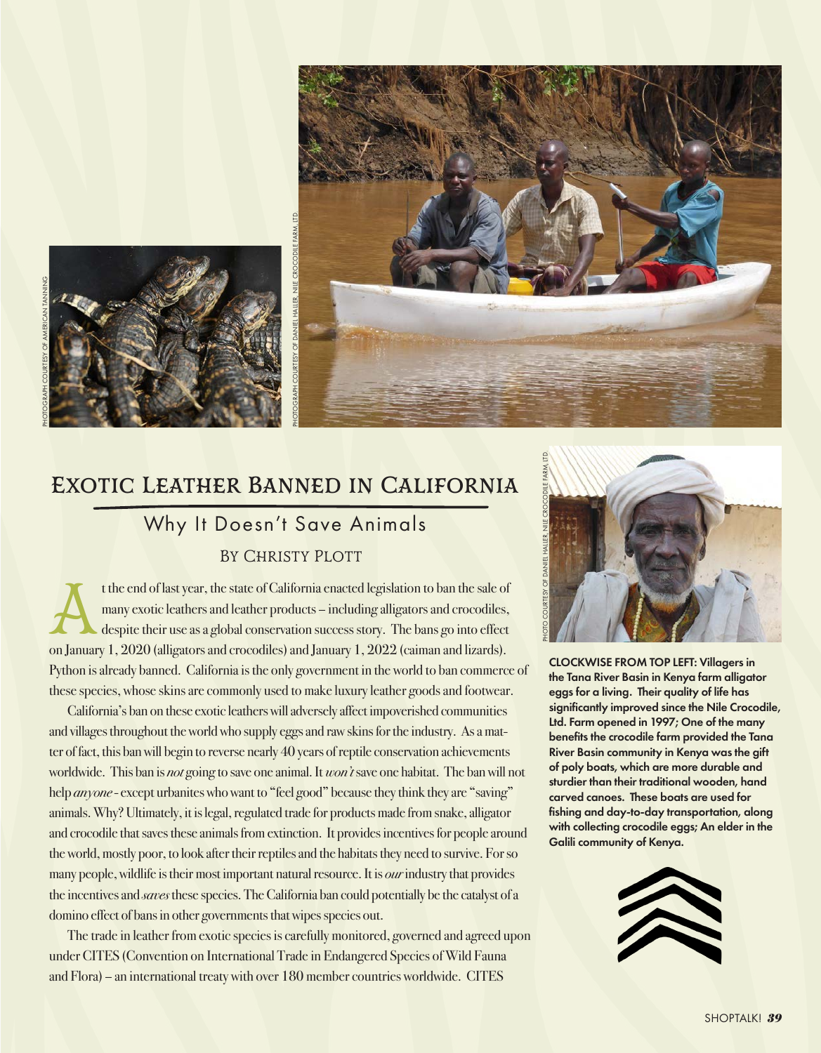# Exotic Leather Banned in California

## Why It Doesn't Save Animals

### By Christy Plott

At the end of last year, the state of California enacted legislation to ban the sale of many exotic leathers and leather products – including alligators and crocodiles, despite their use as a global conservation success story. The bans go into effect on January 1, 2020 (alligators and crocodiles) and January 1, 2022 (caiman and lizards). Python is already banned. California is the only government in the world to ban commerce of these species, whose skins are commonly used to make luxury leather goods and footwear.

California's ban on these exotic leathers will adversely affect impoverished communities and villages throughout the world who supply eggs and raw skins for the industry. As a matter of fact, this ban will begin to reverse nearly 40 years of reptile conservation achievements worldwide. This ban is *not* going to save one animal. It *won't* save one habitat. The ban will not help *anyone* - except urbanites who want to "feel good" because they think they are "saving" animals. Why? Ultimately, it is legal, regulated trade for products made from snake, alligator and crocodile that saves these animals from extinction. It provides incentives for people around the world, mostly poor, to look after their reptiles and the habitats they need to survive. For so many people, wildlife is their most important natural resource. It is *our* industry that provides the incentives and *saves* these species. The California ban could potentially be the catalyst of a domino effect of bans in other governments that wipes species out.

The trade in leather from exotic species is carefully monitored, governed and agreed upon under CITES (Convention on International Trade in Endangered Species of Wild Fauna and Flora) – an international treaty with over 180 member countries worldwide. CITES

**CLOCKWISE FROM TOP LEFT: Villagers in the Tana River Basin in Kenya farm alligator eggs for a living. Their quality of life has significantly improved since the Nile Crocodile, Ltd. Farm opened in 1997; One of the many benefits the crocodile farm provided the Tana River Basin community in Kenya was the gift of poly boats, which are more durable and sturdier than their traditional wooden, hand carved canoes. These boats are used for fishing and day-to-day transportation, along with collecting crocodile eggs; An elder in the Galili community of Kenya.**

PHOTOGRAPH COURTESY OF AMERICAN TANNING

PHOTOGRAPH COURTESY OF DANIEL HALLER, NILE CROCODILE FARM, LTD.

PHOTO COURTESY OF DANIEL HALLER, NILE CROCODILE FARM, LTD.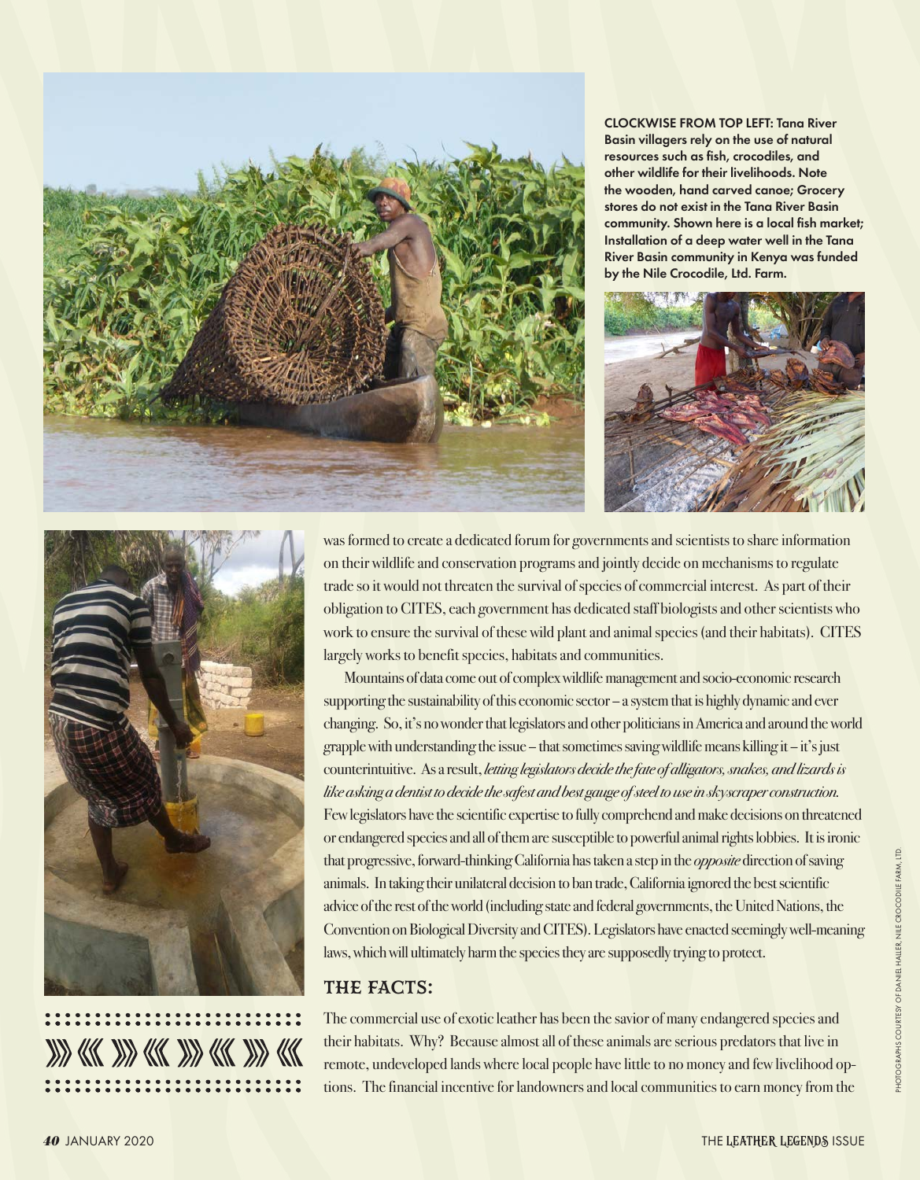**CLOCKWISE FROM TOP LEFT: Tana River Basin villagers rely on the use of natural resources such as fish, crocodiles, and other wildlife for their livelihoods. Note the wooden, hand carved canoe; Grocery stores do not exist in the Tana River Basin community. Shown here is a local fish market; Installation of a deep water well in the Tana River Basin community in Kenya was funded by the Nile Crocodile, Ltd. Farm.**

was formed to create a dedicated forum for governments and scientists to share information on their wildlife and conservation programs and jointly decide on mechanisms to regulate trade so it would not threaten the survival of species of commercial interest. As part of their obligation to CITES, each government has dedicated staff biologists and other scientists who work to ensure the survival of these wild plant and animal species (and their habitats). CITES largely works to benefit species, habitats and communities.

Mountains of data come out of complex wildlife management and socio-economic research supporting the sustainability of this economic sector – a system that is highly dynamic and ever changing. So, it's no wonder that legislators and other politicians in America and around the world grapple with understanding the issue – that sometimes saving wildlife means killing it – it's just counterintuitive. As a result, *letting legislators decide the fate of alligators, snakes, and lizards is like asking a dentist to decide the safest and best gauge of steel to use in skyscraper construction.* Few legislators have the scientific expertise to fully comprehend and make decisions on threatened or endangered species and all of them are susceptible to powerful animal rights lobbies. It is ironic that progressive, forward-thinking California has taken a step in the *opposite* direction of saving animals. In taking their unilateral decision to ban trade, California ignored the best scientific advice of the rest of the world (including state and federal governments, the United Nations, the Convention on Biological Diversity and CITES). Legislators have enacted seemingly well-meaning laws, which will ultimately harm the species they are supposedly trying to protect.

## THE FACTS:

The commercial use of exotic leather has been the savior of many endangered species and their habitats. Why? Because almost all of these animals are serious predators that live in remote, undeveloped lands where local people have little to no money and few livelihood options. The financial incentive for landowners and local communities to earn money from the

PHOTOGRAPHS COURTESY OF DANIEL HALLER, NILE CROCODILE FARM, LTD.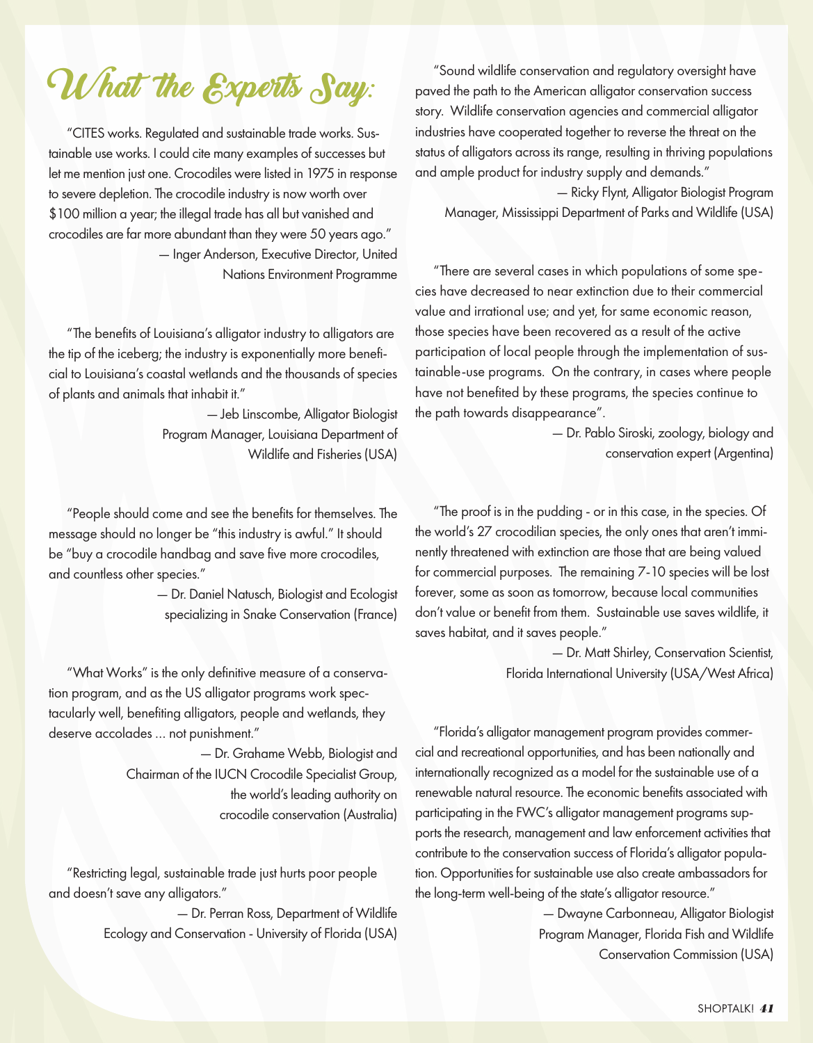# What the Experts Say:

"CITES works. Regulated and sustainable trade works. Sustainable use works. I could cite many examples of successes but let me mention just one. Crocodiles were listed in 1975 in response to severe depletion. The crocodile industry is now worth over $100 million a year; the illegal trade has all but vanished and crocodiles are far more abundant than they were 50 years ago."

— Inger Anderson, Executive Director, United Nations Environment Programme

"The benefits of Louisiana's alligator industry to alligators are the tip of the iceberg; the industry is exponentially more beneficial to Louisiana's coastal wetlands and the thousands of species of plants and animals that inhabit it."

— Jeb Linscombe, Alligator Biologist Program Manager, Louisiana Department of Wildlife and Fisheries (USA)

"People should come and see the benefits for themselves. The message should no longer be "this industry is awful." It should be "buy a crocodile handbag and save five more crocodiles, and countless other species."

— Dr. Daniel Natusch, Biologist and Ecologist specializing in Snake Conservation (France)

"What Works" is the only definitive measure of a conservation program, and as the US alligator programs work spectacularly well, benefiting alligators, people and wetlands, they deserve accolades … not punishment."

— Dr. Grahame Webb, Biologist and Chairman of the IUCN Crocodile Specialist Group, the world's leading authority on crocodile conservation (Australia)

"Restricting legal, sustainable trade just hurts poor people and doesn't save any alligators."

— Dr. Perran Ross, Department of Wildlife Ecology and Conservation - University of Florida (USA)

"Sound wildlife conservation and regulatory oversight have paved the path to the American alligator conservation success story. Wildlife conservation agencies and commercial alligator industries have cooperated together to reverse the threat on the status of alligators across its range, resulting in thriving populations and ample product for industry supply and demands."

— Ricky Flynt, Alligator Biologist Program Manager, Mississippi Department of Parks and Wildlife (USA)

"There are several cases in which populations of some species have decreased to near extinction due to their commercial value and irrational use; and yet, for same economic reason, those species have been recovered as a result of the active participation of local people through the implementation of sustainable-use programs. On the contrary, in cases where people have not benefited by these programs, the species continue to the path towards disappearance".

— Dr. Pablo Siroski, zoology, biology and conservation expert (Argentina)

"The proof is in the pudding - or in this case, in the species. Of the world's 27 crocodilian species, the only ones that aren't imminently threatened with extinction are those that are being valued for commercial purposes. The remaining 7-10 species will be lost forever, some as soon as tomorrow, because local communities don't value or benefit from them. Sustainable use saves wildlife, it saves habitat, and it saves people."

— Dr. Matt Shirley, Conservation Scientist, Florida International University (USA/West Africa)

"Florida's alligator management program provides commercial and recreational opportunities, and has been nationally and internationally recognized as a model for the sustainable use of a renewable natural resource. The economic benefits associated with participating in the FWC's alligator management programs supports the research, management and law enforcement activities that contribute to the conservation success of Florida's alligator population. Opportunities for sustainable use also create ambassadors for the long-term well-being of the state's alligator resource."

— Dwayne Carbonneau, Alligator Biologist Program Manager, Florida Fish and Wildlife Conservation Commission (USA)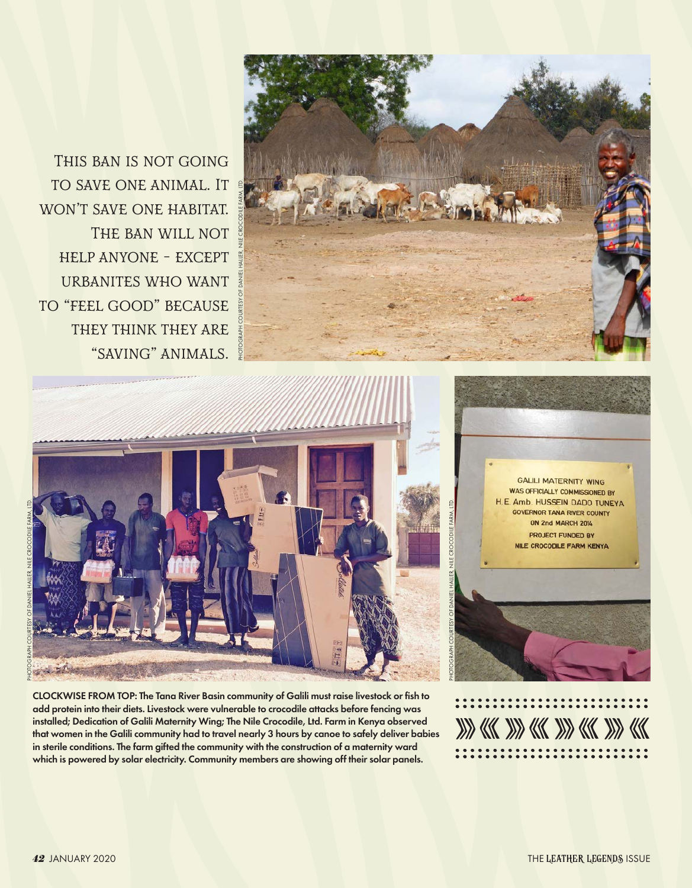This ban is not going to save one animal. It won't save one habitat. The ban will not help anyone - except urbanites who want to "feel good" because they think they are "saving" animals.

PHOTOGRAPH COURTESY OF DANIEL HALLER, NILE CROCODILE FARM, LTD.

GALILI MATERNITY WING WAS OFFICIALLY COMMISSIONED BY H.E. Amb. HUSSEIN DADO TUNEYA GOVERNOR TANA RIVER COUNTY ON 2nd MARCH 2014 PROJECT FUNDED BY NILE CROCODILE FARM KENYA

**CLOCKWISE FROM TOP: The Tana River Basin community of Galili must raise livestock or fish to add protein into their diets. Livestock were vulnerable to crocodile attacks before fencing was installed; Dedication of Galili Maternity Wing; The Nile Crocodile, Ltd. Farm in Kenya observed that women in the Galili community had to travel nearly 3 hours by canoe to safely deliver babies in sterile conditions. The farm gifted the community with the construction of a maternity ward which is powered by solar electricity. Community members are showing off their solar panels.**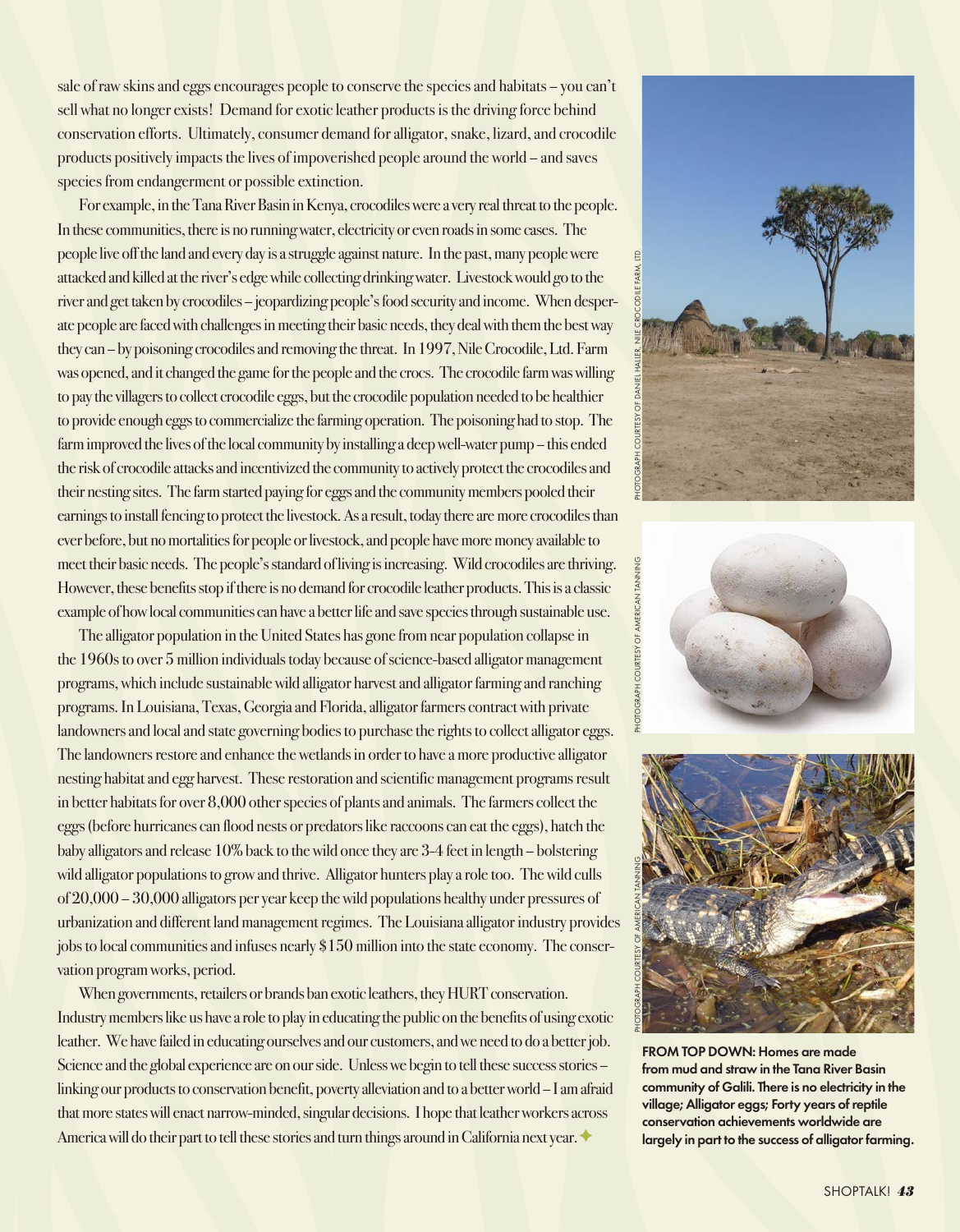sale of raw skins and eggs encourages people to conserve the species and habitats – you can't sell what no longer exists! Demand for exotic leather products is the driving force behind conservation efforts. Ultimately, consumer demand for alligator, snake, lizard, and crocodile products positively impacts the lives of impoverished people around the world – and saves species from endangerment or possible extinction.

For example, in the Tana River Basin in Kenya, crocodiles were a very real threat to the people. In these communities, there is no running water, electricity or even roads in some cases. The people live off the land and every day is a struggle against nature. In the past, many people were attacked and killed at the river's edge while collecting drinking water. Livestock would go to the river and get taken by crocodiles – jeopardizing people's food security and income. When desperate people are faced with challenges in meeting their basic needs, they deal with them the best way they can – by poisoning crocodiles and removing the threat. In 1997, Nile Crocodile, Ltd. Farm was opened, and it changed the game for the people and the crocs. The crocodile farm was willing to pay the villagers to collect crocodile eggs, but the crocodile population needed to be healthier to provide enough eggs to commercialize the farming operation. The poisoning had to stop. The farm improved the lives of the local community by installing a deep well-water pump – this ended the risk of crocodile attacks and incentivized the community to actively protect the crocodiles and their nesting sites. The farm started paying for eggs and the community members pooled their earnings to install fencing to protect the livestock. As a result, today there are more crocodiles than ever before, but no mortalities for people or livestock, and people have more money available to meet their basic needs. The people's standard of living is increasing. Wild crocodiles are thriving. However, these benefits stop if there is no demand for crocodile leather products. This is a classic example of how local communities can have a better life and save species through sustainable use.

The alligator population in the United States has gone from near population collapse in the 1960s to over 5 million individuals today because of science-based alligator management programs, which include sustainable wild alligator harvest and alligator farming and ranching programs. In Louisiana, Texas, Georgia and Florida, alligator farmers contract with private landowners and local and state governing bodies to purchase the rights to collect alligator eggs. The landowners restore and enhance the wetlands in order to have a more productive alligator nesting habitat and egg harvest. These restoration and scientific management programs result in better habitats for over 8,000 other species of plants and animals. The farmers collect the eggs (before hurricanes can flood nests or predators like raccoons can eat the eggs), hatch the baby alligators and release 10% back to the wild once they are 3-4 feet in length – bolstering wild alligator populations to grow and thrive. Alligator hunters play a role too. The wild culls of 20,000 – 30,000 alligators per year keep the wild populations healthy under pressures of urbanization and different land management regimes. The Louisiana alligator industry provides jobs to local communities and infuses nearly $150 million into the state economy. The conservation program works, period.

When governments, retailers or brands ban exotic leathers, they HURT conservation. Industry members like us have a role to play in educating the public on the benefits of using exotic leather. We have failed in educating ourselves and our customers, and we need to do a better job. Science and the global experience are on our side. Unless we begin to tell these success stories – linking our products to conservation benefit, poverty alleviation and to a better world – I am afraid that more states will enact narrow-minded, singular decisions. I hope that leather workers across America will do their part to tell these stories and turn things around in California next year.

PHOTOGRAPH COURTESY OF DANIEL HALLER, NILE CROCODILE FARM, LTD.

PHOTOGRAPH COURTESY OF AMERICAN TANNING

PHOTOGRAPH COURTESY OF AMERICAN TANNING

**FROM TOP DOWN: Homes are made from mud and straw in the Tana River Basin community of Galili. There is no electricity in the village; Alligator eggs; Forty years of reptile conservation achievements worldwide are largely in part to the success of alligator farming.**